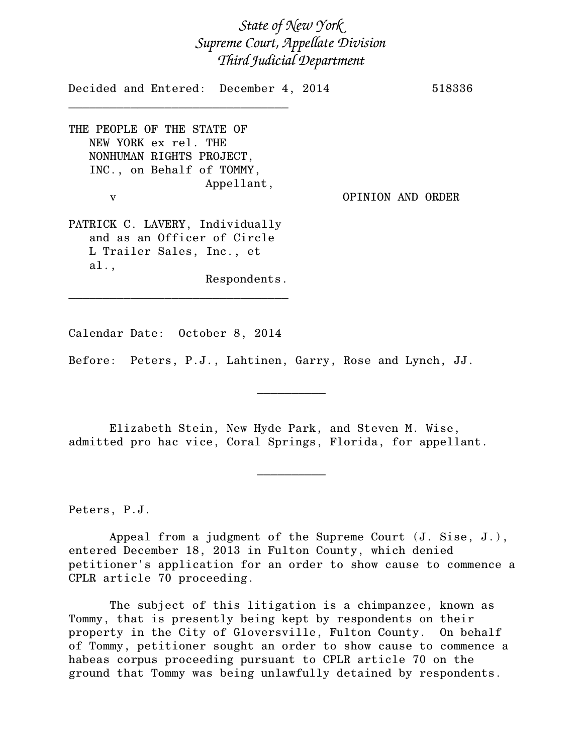*State of New York*
*Supreme Court, Appellate Division*
*Third Judicial Department*

Decided and Entered: December 4, 2014 518336

---

THE PEOPLE OF THE STATE OF NEW YORK ex rel. THE NONHUMAN RIGHTS PROJECT, INC., on Behalf of TOMMY,
Appellant,

v

OPINION AND ORDER

PATRICK C. LAVERY, Individually and as an Officer of Circle L Trailer Sales, Inc., et al.,
Respondents.

---

Calendar Date: October 8, 2014

Before: Peters, P.J., Lahtinen, Garry, Rose and Lynch, JJ.

---

Elizabeth Stein, New Hyde Park, and Steven M. Wise, admitted pro hac vice, Coral Springs, Florida, for appellant.

---

Peters, P.J.

Appeal from a judgment of the Supreme Court (J. Sise, J.), entered December 18, 2013 in Fulton County, which denied petitioner's application for an order to show cause to commence a CPLR article 70 proceeding.

The subject of this litigation is a chimpanzee, known as Tommy, that is presently being kept by respondents on their property in the City of Gloversville, Fulton County. On behalf of Tommy, petitioner sought an order to show cause to commence a habeas corpus proceeding pursuant to CPLR article 70 on the ground that Tommy was being unlawfully detained by respondents.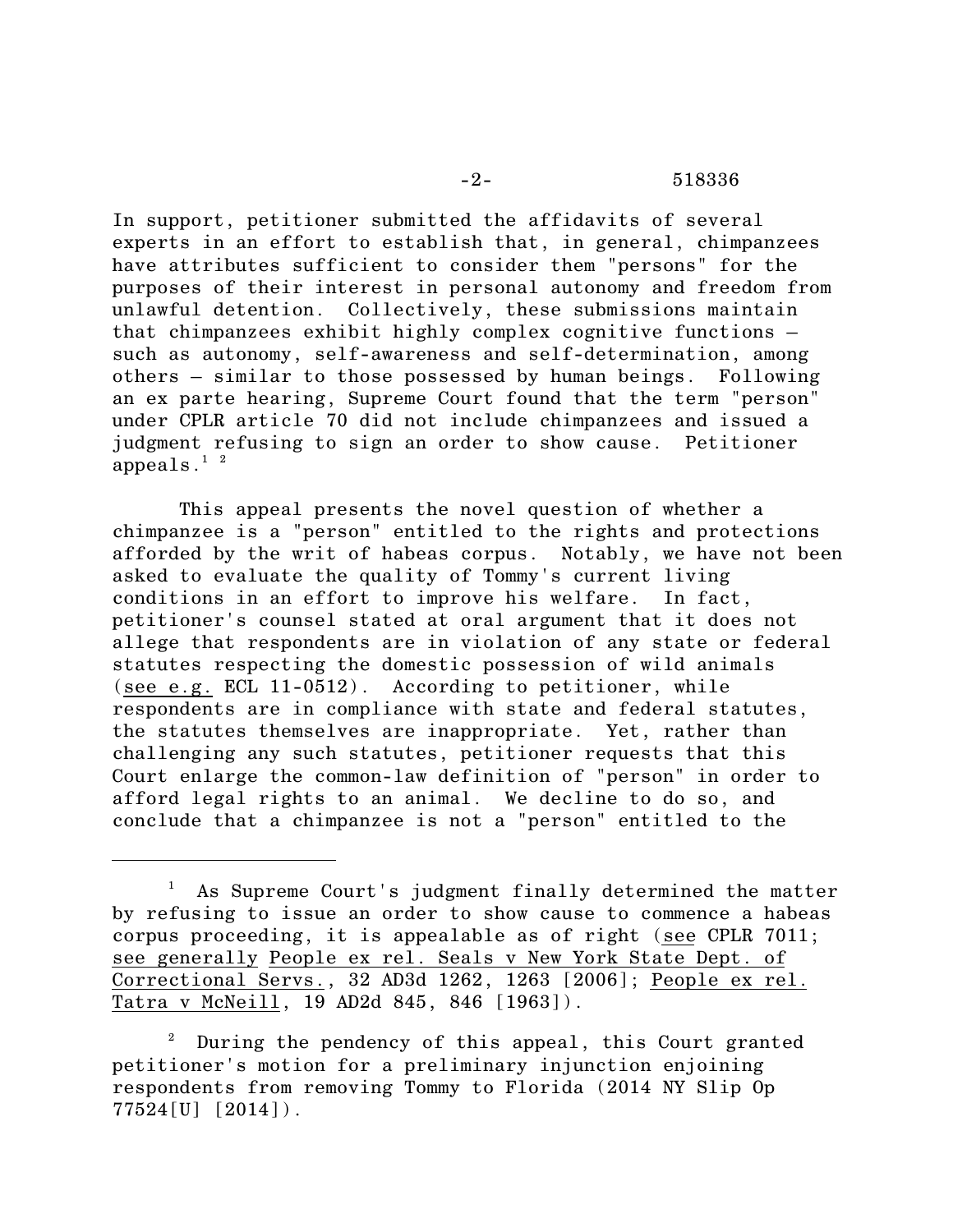In support, petitioner submitted the affidavits of several experts in an effort to establish that, in general, chimpanzees have attributes sufficient to consider them "persons" for the purposes of their interest in personal autonomy and freedom from unlawful detention. Collectively, these submissions maintain that chimpanzees exhibit highly complex cognitive functions – such as autonomy, self-awareness and self-determination, among others – similar to those possessed by human beings. Following an ex parte hearing, Supreme Court found that the term "person" under CPLR article 70 did not include chimpanzees and issued a judgment refusing to sign an order to show cause. Petitioner appeals.[1] [2]

This appeal presents the novel question of whether a chimpanzee is a "person" entitled to the rights and protections afforded by the writ of habeas corpus. Notably, we have not been asked to evaluate the quality of Tommy's current living conditions in an effort to improve his welfare. In fact, petitioner's counsel stated at oral argument that it does not allege that respondents are in violation of any state or federal statutes respecting the domestic possession of wild animals (see e.g. ECL 11-0512). According to petitioner, while respondents are in compliance with state and federal statutes, the statutes themselves are inappropriate. Yet, rather than challenging any such statutes, petitioner requests that this Court enlarge the common-law definition of "person" in order to afford legal rights to an animal. We decline to do so, and conclude that a chimpanzee is not a "person" entitled to the

---

[1] As Supreme Court's judgment finally determined the matter by refusing to issue an order to show cause to commence a habeas corpus proceeding, it is appealable as of right (see CPLR 7011; see generally People ex rel. Seals v New York State Dept. of Correctional Servs., 32 AD3d 1262, 1263 [2006]; People ex rel. Tatra v McNeill, 19 AD2d 845, 846 [1963]).

[2] During the pendency of this appeal, this Court granted petitioner's motion for a preliminary injunction enjoining respondents from removing Tommy to Florida (2014 NY Slip Op 77524[U] [2014]).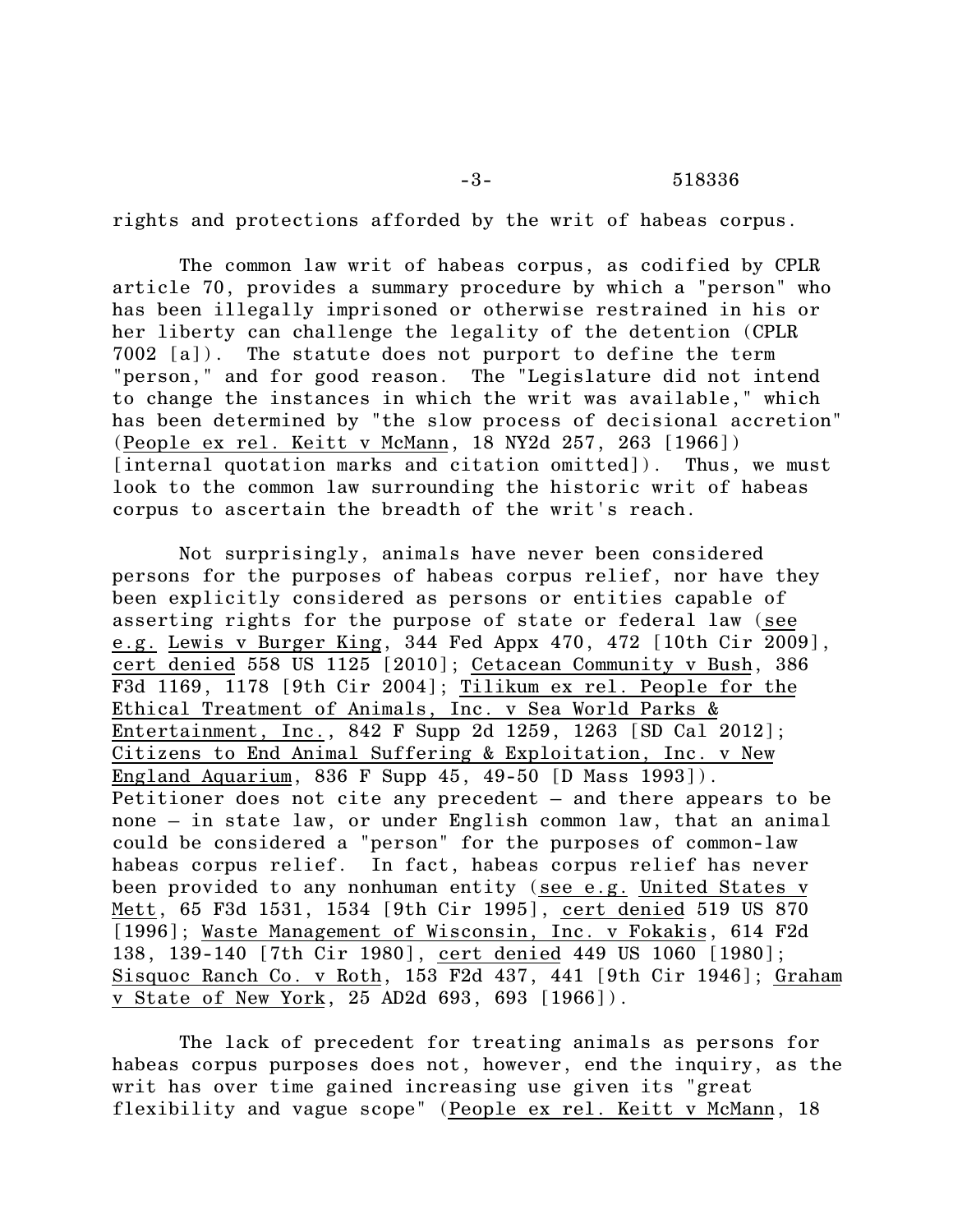rights and protections afforded by the writ of habeas corpus.

The common law writ of habeas corpus, as codified by CPLR article 70, provides a summary procedure by which a "person" who has been illegally imprisoned or otherwise restrained in his or her liberty can challenge the legality of the detention (CPLR 7002 [a]). The statute does not purport to define the term "person," and for good reason. The "Legislature did not intend to change the instances in which the writ was available," which has been determined by "the slow process of decisional accretion" (People ex rel. Keitt v McMann, 18 NY2d 257, 263 [1966]) [internal quotation marks and citation omitted]). Thus, we must look to the common law surrounding the historic writ of habeas corpus to ascertain the breadth of the writ's reach.

Not surprisingly, animals have never been considered persons for the purposes of habeas corpus relief, nor have they been explicitly considered as persons or entities capable of asserting rights for the purpose of state or federal law (see e.g. Lewis v Burger King, 344 Fed Appx 470, 472 [10th Cir 2009], cert denied 558 US 1125 [2010]; Cetacean Community v Bush, 386 F3d 1169, 1178 [9th Cir 2004]; Tilikum ex rel. People for the Ethical Treatment of Animals, Inc. v Sea World Parks & Entertainment, Inc., 842 F Supp 2d 1259, 1263 [SD Cal 2012]; Citizens to End Animal Suffering & Exploitation, Inc. v New England Aquarium, 836 F Supp 45, 49-50 [D Mass 1993]). Petitioner does not cite any precedent – and there appears to be none – in state law, or under English common law, that an animal could be considered a "person" for the purposes of common-law habeas corpus relief. In fact, habeas corpus relief has never been provided to any nonhuman entity (see e.g. United States v Mett, 65 F3d 1531, 1534 [9th Cir 1995], cert denied 519 US 870 [1996]; Waste Management of Wisconsin, Inc. v Fokakis, 614 F2d 138, 139-140 [7th Cir 1980], cert denied 449 US 1060 [1980]; Sisquoc Ranch Co. v Roth, 153 F2d 437, 441 [9th Cir 1946]; Graham v State of New York, 25 AD2d 693, 693 [1966]).

The lack of precedent for treating animals as persons for habeas corpus purposes does not, however, end the inquiry, as the writ has over time gained increasing use given its "great flexibility and vague scope" (People ex rel. Keitt v McMann, 18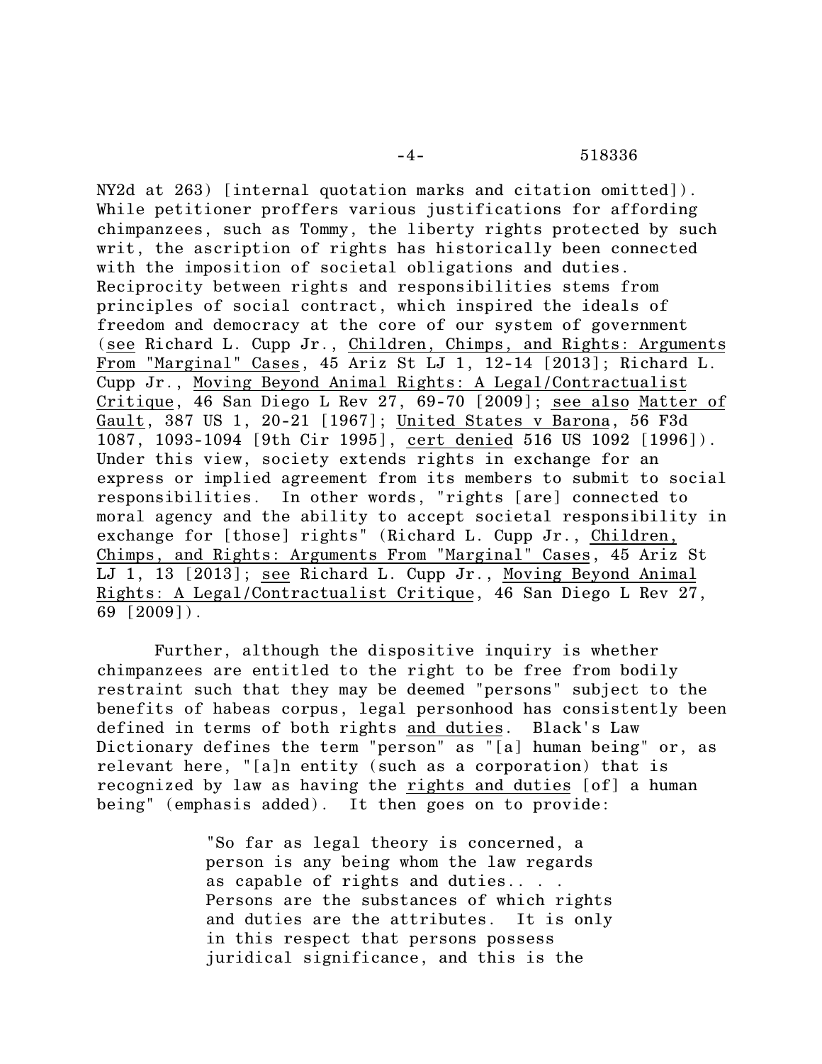NY2d at 263) [internal quotation marks and citation omitted]). While petitioner proffers various justifications for affording chimpanzees, such as Tommy, the liberty rights protected by such writ, the ascription of rights has historically been connected with the imposition of societal obligations and duties. Reciprocity between rights and responsibilities stems from principles of social contract, which inspired the ideals of freedom and democracy at the core of our system of government (see Richard L. Cupp Jr., Children, Chimps, and Rights: Arguments From "Marginal" Cases, 45 Ariz St LJ 1, 12-14 [2013]; Richard L. Cupp Jr., Moving Beyond Animal Rights: A Legal/Contractualist Critique, 46 San Diego L Rev 27, 69-70 [2009]; see also Matter of Gault, 387 US 1, 20-21 [1967]; United States v Barona, 56 F3d 1087, 1093-1094 [9th Cir 1995], cert denied 516 US 1092 [1996]). Under this view, society extends rights in exchange for an express or implied agreement from its members to submit to social responsibilities. In other words, "rights [are] connected to moral agency and the ability to accept societal responsibility in exchange for [those] rights" (Richard L. Cupp Jr., Children, Chimps, and Rights: Arguments From "Marginal" Cases, 45 Ariz St LJ 1, 13 [2013]; see Richard L. Cupp Jr., Moving Beyond Animal Rights: A Legal/Contractualist Critique, 46 San Diego L Rev 27, 69 [2009]).

Further, although the dispositive inquiry is whether chimpanzees are entitled to the right to be free from bodily restraint such that they may be deemed "persons" subject to the benefits of habeas corpus, legal personhood has consistently been defined in terms of both rights and duties. Black's Law Dictionary defines the term "person" as "[a] human being" or, as relevant here, "[a]n entity (such as a corporation) that is recognized by law as having the rights and duties [of] a human being" (emphasis added). It then goes on to provide:

> "So far as legal theory is concerned, a person is any being whom the law regards as capable of rights and duties.. . . Persons are the substances of which rights and duties are the attributes. It is only in this respect that persons possess juridical significance, and this is the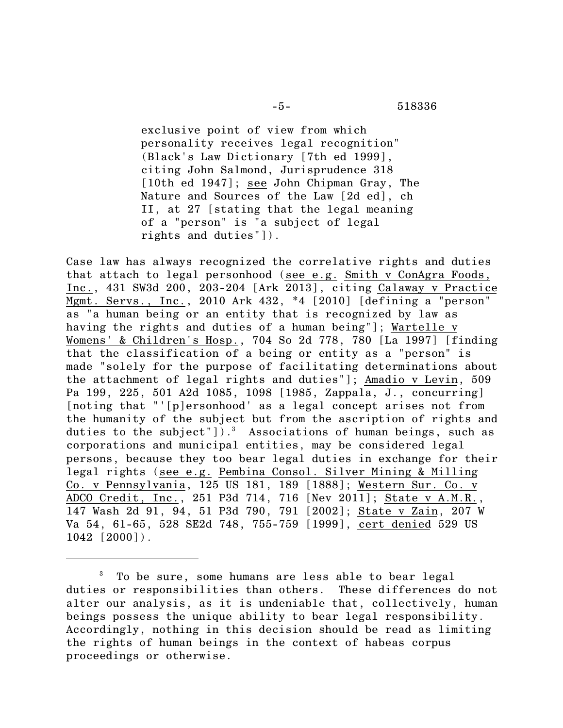exclusive point of view from which personality receives legal recognition" (Black's Law Dictionary [7th ed 1999], citing John Salmond, Jurisprudence 318 [10th ed 1947]; see John Chipman Gray, The Nature and Sources of the Law [2d ed], ch II, at 27 [stating that the legal meaning of a "person" is "a subject of legal rights and duties"]).

Case law has always recognized the correlative rights and duties that attach to legal personhood (see e.g. Smith v ConAgra Foods, Inc., 431 SW3d 200, 203-204 [Ark 2013], citing Calaway v Practice Mgmt. Servs., Inc., 2010 Ark 432, *4 [2010] [defining a "person" as "a human being or an entity that is recognized by law as having the rights and duties of a human being"]; Wartelle v Womens' & Children's Hosp., 704 So 2d 778, 780 [La 1997] [finding that the classification of a being or entity as a "person" is made "solely for the purpose of facilitating determinations about the attachment of legal rights and duties"]; Amadio v Levin, 509 Pa 199, 225, 501 A2d 1085, 1098 [1985, Zappala, J., concurring] [noting that "'[p]ersonhood' as a legal concept arises not from the humanity of the subject but from the ascription of rights and duties to the subject"]).[3] Associations of human beings, such as corporations and municipal entities, may be considered legal persons, because they too bear legal duties in exchange for their legal rights (see e.g. Pembina Consol. Silver Mining & Milling Co. v Pennsylvania, 125 US 181, 189 [1888]; Western Sur. Co. v ADCO Credit, Inc., 251 P3d 714, 716 [Nev 2011]; State v A.M.R., 147 Wash 2d 91, 94, 51 P3d 790, 791 [2002]; State v Zain, 207 W Va 54, 61-65, 528 SE2d 748, 755-759 [1999], cert denied 529 US 1042 [2000]).

---

[3] To be sure, some humans are less able to bear legal duties or responsibilities than others. These differences do not alter our analysis, as it is undeniable that, collectively, human beings possess the unique ability to bear legal responsibility. Accordingly, nothing in this decision should be read as limiting the rights of human beings in the context of habeas corpus proceedings or otherwise.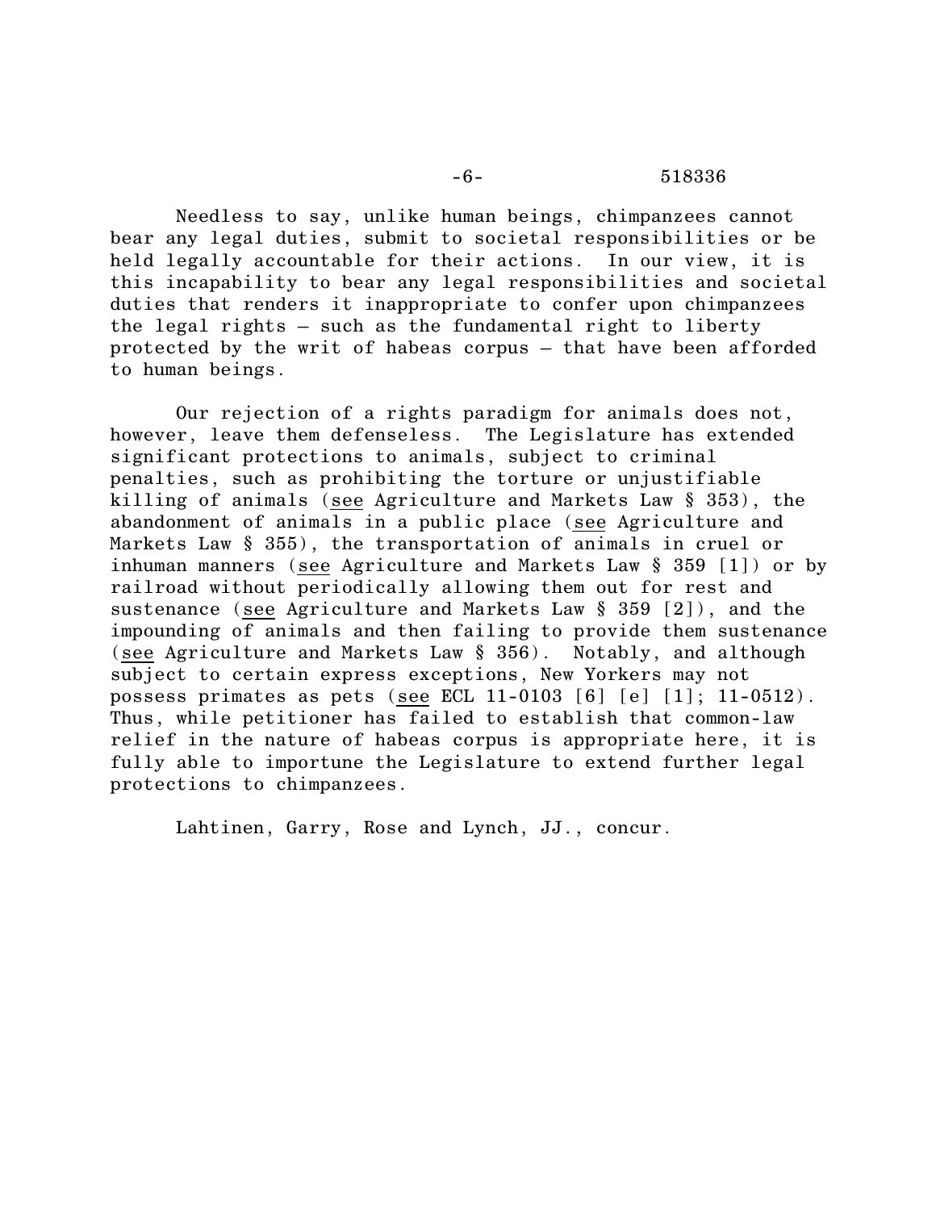Needless to say, unlike human beings, chimpanzees cannot bear any legal duties, submit to societal responsibilities or be held legally accountable for their actions. In our view, it is this incapability to bear any legal responsibilities and societal duties that renders it inappropriate to confer upon chimpanzees the legal rights – such as the fundamental right to liberty protected by the writ of habeas corpus – that have been afforded to human beings.

Our rejection of a rights paradigm for animals does not, however, leave them defenseless. The Legislature has extended significant protections to animals, subject to criminal penalties, such as prohibiting the torture or unjustifiable killing of animals (see Agriculture and Markets Law § 353), the abandonment of animals in a public place (see Agriculture and Markets Law § 355), the transportation of animals in cruel or inhuman manners (see Agriculture and Markets Law § 359 [1]) or by railroad without periodically allowing them out for rest and sustenance (see Agriculture and Markets Law § 359 [2]), and the impounding of animals and then failing to provide them sustenance (see Agriculture and Markets Law § 356). Notably, and although subject to certain express exceptions, New Yorkers may not possess primates as pets (see ECL 11-0103 [6] [e] [1]; 11-0512). Thus, while petitioner has failed to establish that common-law relief in the nature of habeas corpus is appropriate here, it is fully able to importune the Legislature to extend further legal protections to chimpanzees.

Lahtinen, Garry, Rose and Lynch, JJ., concur.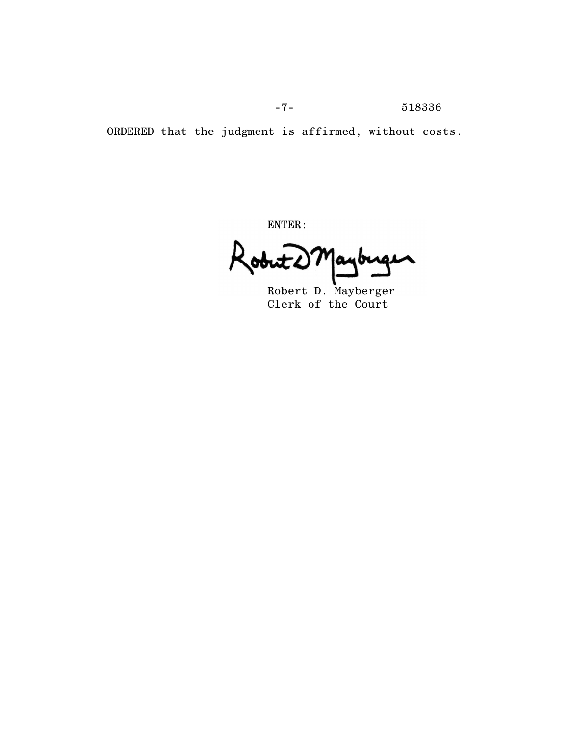ORDERED that the judgment is affirmed, without costs.

ENTER:

Robert D. Mayberger
Clerk of the Court